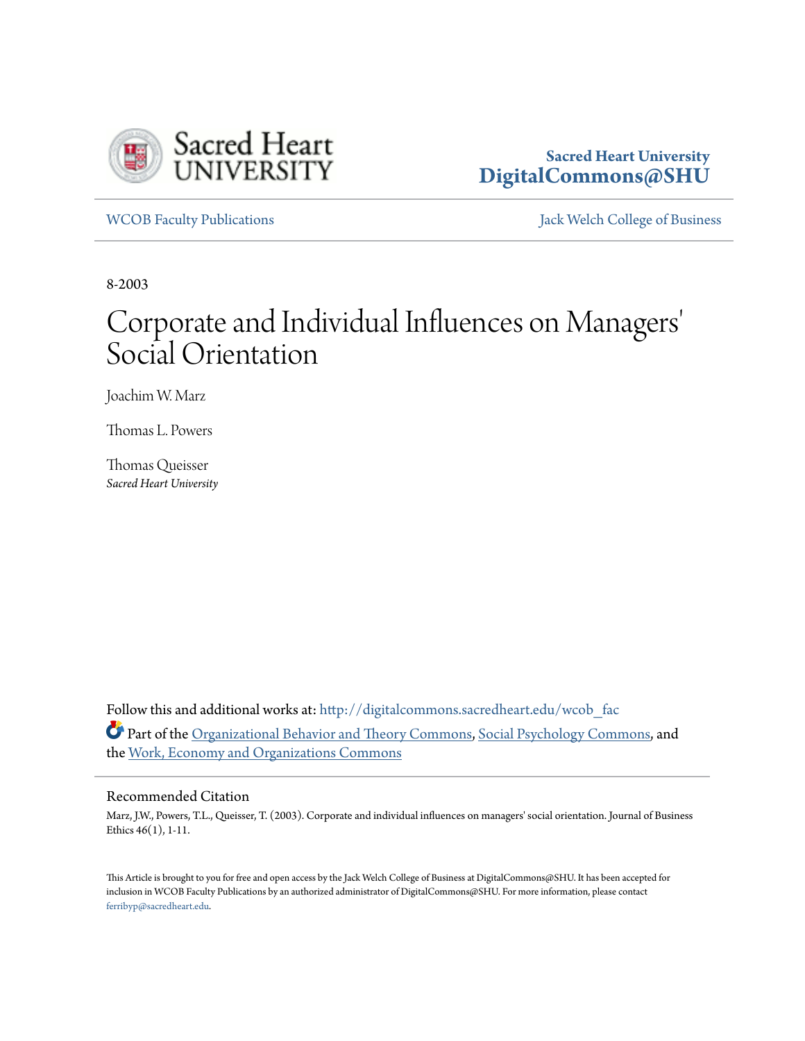Sacred Heart University
DigitalCommons@SHU

WCOB Faculty Publications | Jack Welch College of Business

8-2003

# Corporate and Individual Influences on Managers' Social Orientation

Joachim W. Marz

Thomas L. Powers

Thomas Queisser
*Sacred Heart University*

Follow this and additional works at: http://digitalcommons.sacredheart.edu/wcob_fac

Part of the Organizational Behavior and Theory Commons, Social Psychology Commons, and the Work, Economy and Organizations Commons

## Recommended Citation

Marz, J.W., Powers, T.L., Queisser, T. (2003). Corporate and individual influences on managers' social orientation. Journal of Business Ethics 46(1), 1-11.

This Article is brought to you for free and open access by the Jack Welch College of Business at DigitalCommons@SHU. It has been accepted for inclusion in WCOB Faculty Publications by an authorized administrator of DigitalCommons@SHU. For more information, please contact ferribyp@sacredheart.edu.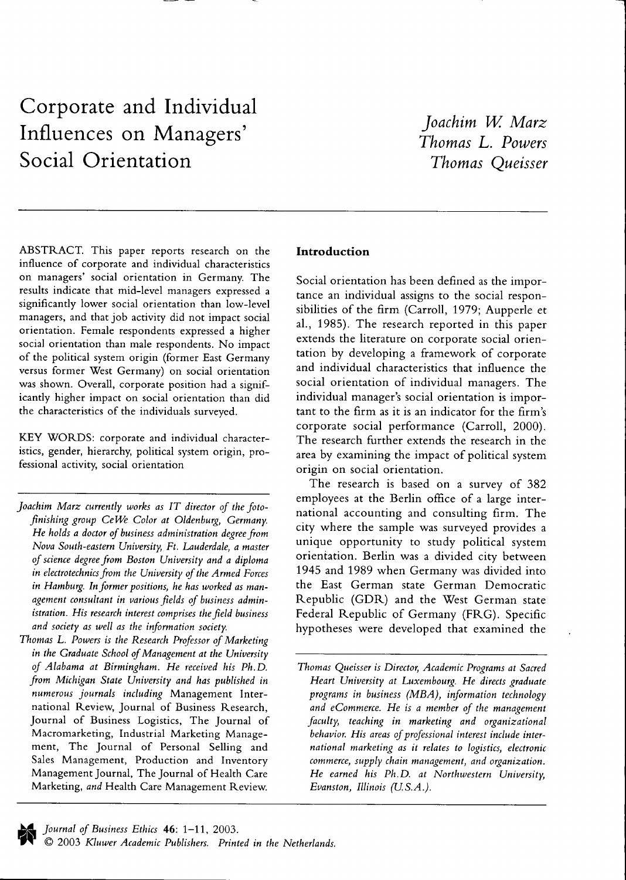# Corporate and Individual Influences on Managers' Social Orientation

*Joachim W. Marz*
*Thomas L. Powers*
*Thomas Queisser*

ABSTRACT. This paper reports research on the influence of corporate and individual characteristics on managers' social orientation in Germany. The results indicate that mid-level managers expressed a significantly lower social orientation than low-level managers, and that job activity did not impact social orientation. Female respondents expressed a higher social orientation than male respondents. No impact of the political system origin (former East Germany versus former West Germany) on social orientation was shown. Overall, corporate position had a significantly higher impact on social orientation than did the characteristics of the individuals surveyed.

KEY WORDS: corporate and individual characteristics, gender, hierarchy, political system origin, professional activity, social orientation

*Joachim Marz currently works as IT director of the foto-finishing group CeWe Color at Oldenburg, Germany. He holds a doctor of business administration degree from Nova South-eastern University, Ft. Lauderdale, a master of science degree from Boston University and a diploma in electrotechnics from the University of the Armed Forces in Hamburg. In former positions, he has worked as management consultant in various fields of business administration. His research interest comprises the field business and society as well as the information society.*

*Thomas L. Powers is the Research Professor of Marketing in the Graduate School of Management at the University of Alabama at Birmingham. He received his Ph.D. from Michigan State University and has published in numerous journals including* Management International Review, Journal of Business Research, Journal of Business Logistics, The Journal of Macromarketing, Industrial Marketing Management, The Journal of Personal Selling and Sales Management, Production and Inventory Management Journal, The Journal of Health Care Marketing, *and* Health Care Management Review.

## Introduction

Social orientation has been defined as the importance an individual assigns to the social responsibilities of the firm (Carroll, 1979; Aupperle et al., 1985). The research reported in this paper extends the literature on corporate social orientation by developing a framework of corporate and individual characteristics that influence the social orientation of individual managers. The individual manager's social orientation is important to the firm as it is an indicator for the firm's corporate social performance (Carroll, 2000). The research further extends the research in the area by examining the impact of political system origin on social orientation.

The research is based on a survey of 382 employees at the Berlin office of a large international accounting and consulting firm. The city where the sample was surveyed provides a unique opportunity to study political system orientation. Berlin was a divided city between 1945 and 1989 when Germany was divided into the East German state German Democratic Republic (GDR) and the West German state Federal Republic of Germany (FRG). Specific hypotheses were developed that examined the

*Thomas Queisser is Director, Academic Programs at Sacred Heart University at Luxembourg. He directs graduate programs in business (MBA), information technology and eCommerce. He is a member of the management faculty, teaching in marketing and organizational behavior. His areas of professional interest include international marketing as it relates to logistics, electronic commerce, supply chain management, and organization. He earned his Ph.D. at Northwestern University, Evanston, Illinois (U.S.A.).*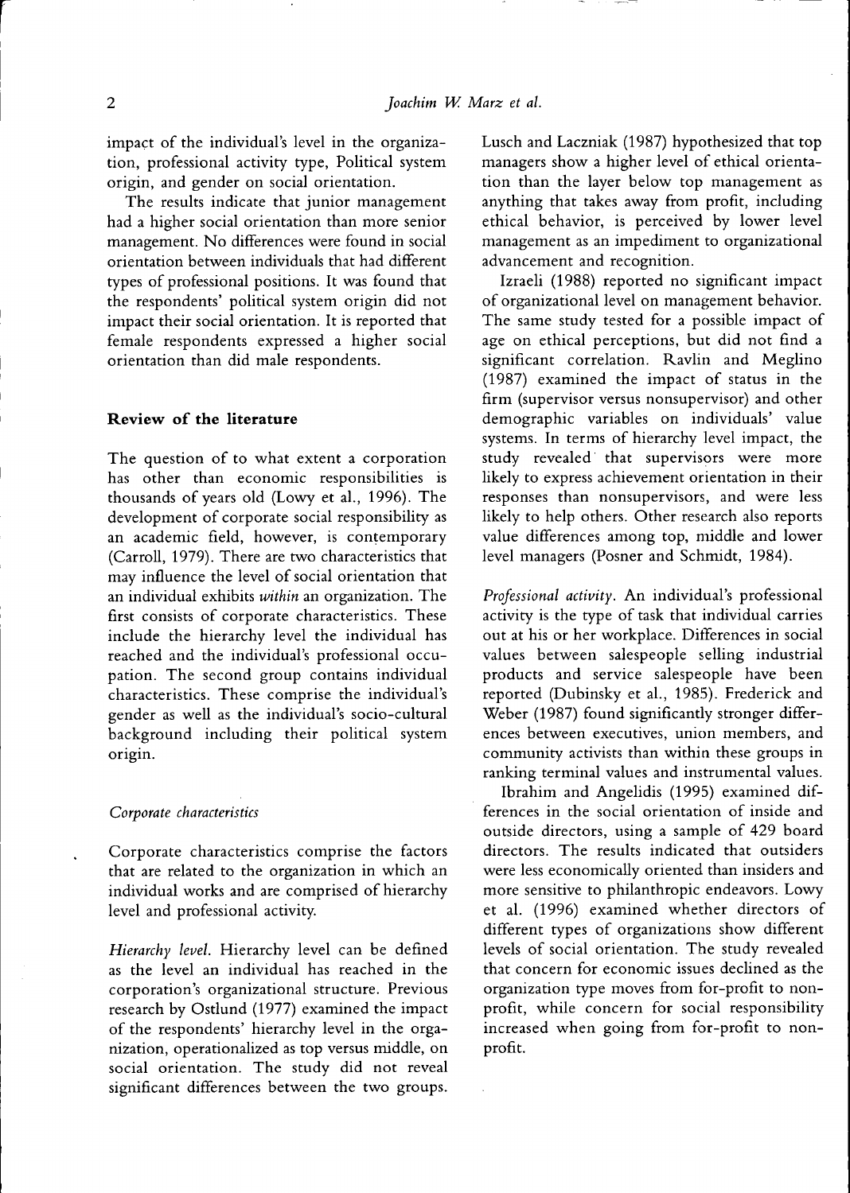impact of the individual's level in the organization, professional activity type, Political system origin, and gender on social orientation.

The results indicate that junior management had a higher social orientation than more senior management. No differences were found in social orientation between individuals that had different types of professional positions. It was found that the respondents' political system origin did not impact their social orientation. It is reported that female respondents expressed a higher social orientation than did male respondents.

## Review of the literature

The question of to what extent a corporation has other than economic responsibilities is thousands of years old (Lowy et al., 1996). The development of corporate social responsibility as an academic field, however, is contemporary (Carroll, 1979). There are two characteristics that may influence the level of social orientation that an individual exhibits *within* an organization. The first consists of corporate characteristics. These include the hierarchy level the individual has reached and the individual's professional occupation. The second group contains individual characteristics. These comprise the individual's gender as well as the individual's socio-cultural background including their political system origin.

### *Corporate characteristics*

Corporate characteristics comprise the factors that are related to the organization in which an individual works and are comprised of hierarchy level and professional activity.

*Hierarchy level.* Hierarchy level can be defined as the level an individual has reached in the corporation's organizational structure. Previous research by Ostlund (1977) examined the impact of the respondents' hierarchy level in the organization, operationalized as top versus middle, on social orientation. The study did not reveal significant differences between the two groups. Lusch and Laczniak (1987) hypothesized that top managers show a higher level of ethical orientation than the layer below top management as anything that takes away from profit, including ethical behavior, is perceived by lower level management as an impediment to organizational advancement and recognition.

Izraeli (1988) reported no significant impact of organizational level on management behavior. The same study tested for a possible impact of age on ethical perceptions, but did not find a significant correlation. Ravlin and Meglino (1987) examined the impact of status in the firm (supervisor versus nonsupervisor) and other demographic variables on individuals' value systems. In terms of hierarchy level impact, the study revealed that supervisors were more likely to express achievement orientation in their responses than nonsupervisors, and were less likely to help others. Other research also reports value differences among top, middle and lower level managers (Posner and Schmidt, 1984).

*Professional activity.* An individual's professional activity is the type of task that individual carries out at his or her workplace. Differences in social values between salespeople selling industrial products and service salespeople have been reported (Dubinsky et al., 1985). Frederick and Weber (1987) found significantly stronger differences between executives, union members, and community activists than within these groups in ranking terminal values and instrumental values.

Ibrahim and Angelidis (1995) examined differences in the social orientation of inside and outside directors, using a sample of 429 board directors. The results indicated that outsiders were less economically oriented than insiders and more sensitive to philanthropic endeavors. Lowy et al. (1996) examined whether directors of different types of organizations show different levels of social orientation. The study revealed that concern for economic issues declined as the organization type moves from for-profit to non-profit, while concern for social responsibility increased when going from for-profit to non-profit.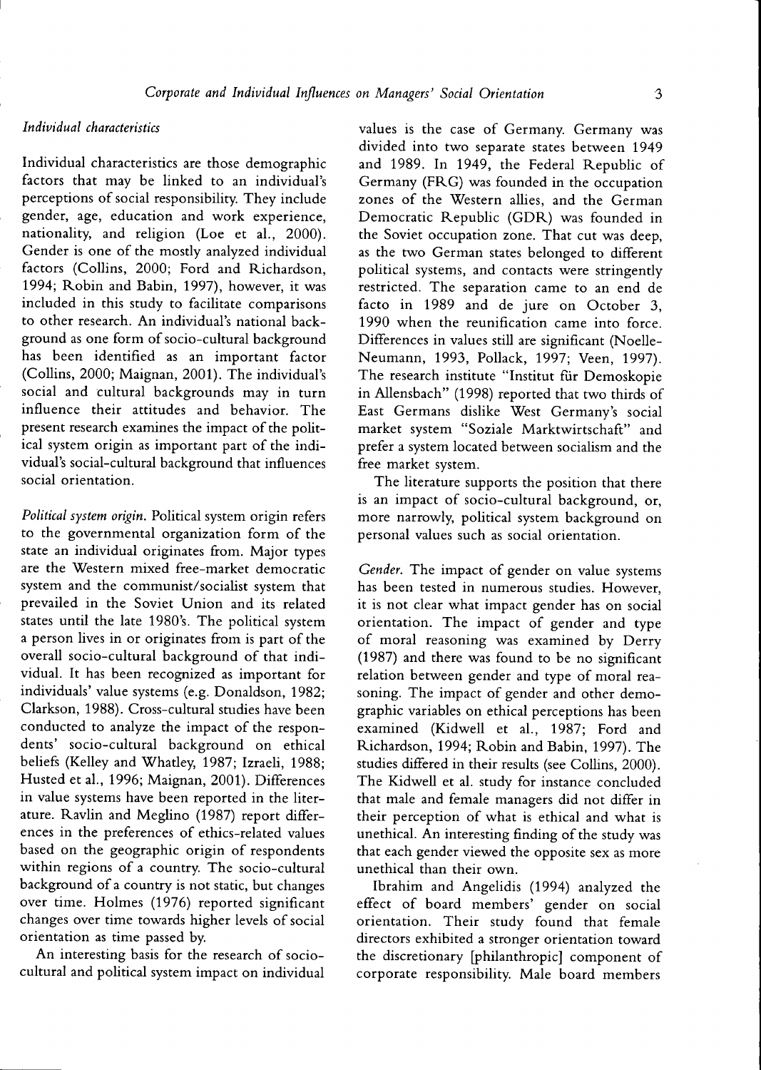### *Individual characteristics*

Individual characteristics are those demographic factors that may be linked to an individual's perceptions of social responsibility. They include gender, age, education and work experience, nationality, and religion (Loe et al., 2000). Gender is one of the mostly analyzed individual factors (Collins, 2000; Ford and Richardson, 1994; Robin and Babin, 1997), however, it was included in this study to facilitate comparisons to other research. An individual's national background as one form of socio-cultural background has been identified as an important factor (Collins, 2000; Maignan, 2001). The individual's social and cultural backgrounds may in turn influence their attitudes and behavior. The present research examines the impact of the political system origin as important part of the individual's social-cultural background that influences social orientation.

*Political system origin.* Political system origin refers to the governmental organization form of the state an individual originates from. Major types are the Western mixed free-market democratic system and the communist/socialist system that prevailed in the Soviet Union and its related states until the late 1980's. The political system a person lives in or originates from is part of the overall socio-cultural background of that individual. It has been recognized as important for individuals' value systems (e.g. Donaldson, 1982; Clarkson, 1988). Cross-cultural studies have been conducted to analyze the impact of the respondents' socio-cultural background on ethical beliefs (Kelley and Whatley, 1987; Izraeli, 1988; Husted et al., 1996; Maignan, 2001). Differences in value systems have been reported in the literature. Ravlin and Meglino (1987) report differences in the preferences of ethics-related values based on the geographic origin of respondents within regions of a country. The socio-cultural background of a country is not static, but changes over time. Holmes (1976) reported significant changes over time towards higher levels of social orientation as time passed by.

An interesting basis for the research of socio-cultural and political system impact on individual values is the case of Germany. Germany was divided into two separate states between 1949 and 1989. In 1949, the Federal Republic of Germany (FRG) was founded in the occupation zones of the Western allies, and the German Democratic Republic (GDR) was founded in the Soviet occupation zone. That cut was deep, as the two German states belonged to different political systems, and contacts were stringently restricted. The separation came to an end de facto in 1989 and de jure on October 3, 1990 when the reunification came into force. Differences in values still are significant (Noelle-Neumann, 1993, Pollack, 1997; Veen, 1997). The research institute "Institut für Demoskopie in Allensbach" (1998) reported that two thirds of East Germans dislike West Germany's social market system "Soziale Marktwirtschaft" and prefer a system located between socialism and the free market system.

The literature supports the position that there is an impact of socio-cultural background, or, more narrowly, political system background on personal values such as social orientation.

*Gender.* The impact of gender on value systems has been tested in numerous studies. However, it is not clear what impact gender has on social orientation. The impact of gender and type of moral reasoning was examined by Derry (1987) and there was found to be no significant relation between gender and type of moral reasoning. The impact of gender and other demographic variables on ethical perceptions has been examined (Kidwell et al., 1987; Ford and Richardson, 1994; Robin and Babin, 1997). The studies differed in their results (see Collins, 2000). The Kidwell et al. study for instance concluded that male and female managers did not differ in their perception of what is ethical and what is unethical. An interesting finding of the study was that each gender viewed the opposite sex as more unethical than their own.

Ibrahim and Angelidis (1994) analyzed the effect of board members' gender on social orientation. Their study found that female directors exhibited a stronger orientation toward the discretionary [philanthropic] component of corporate responsibility. Male board members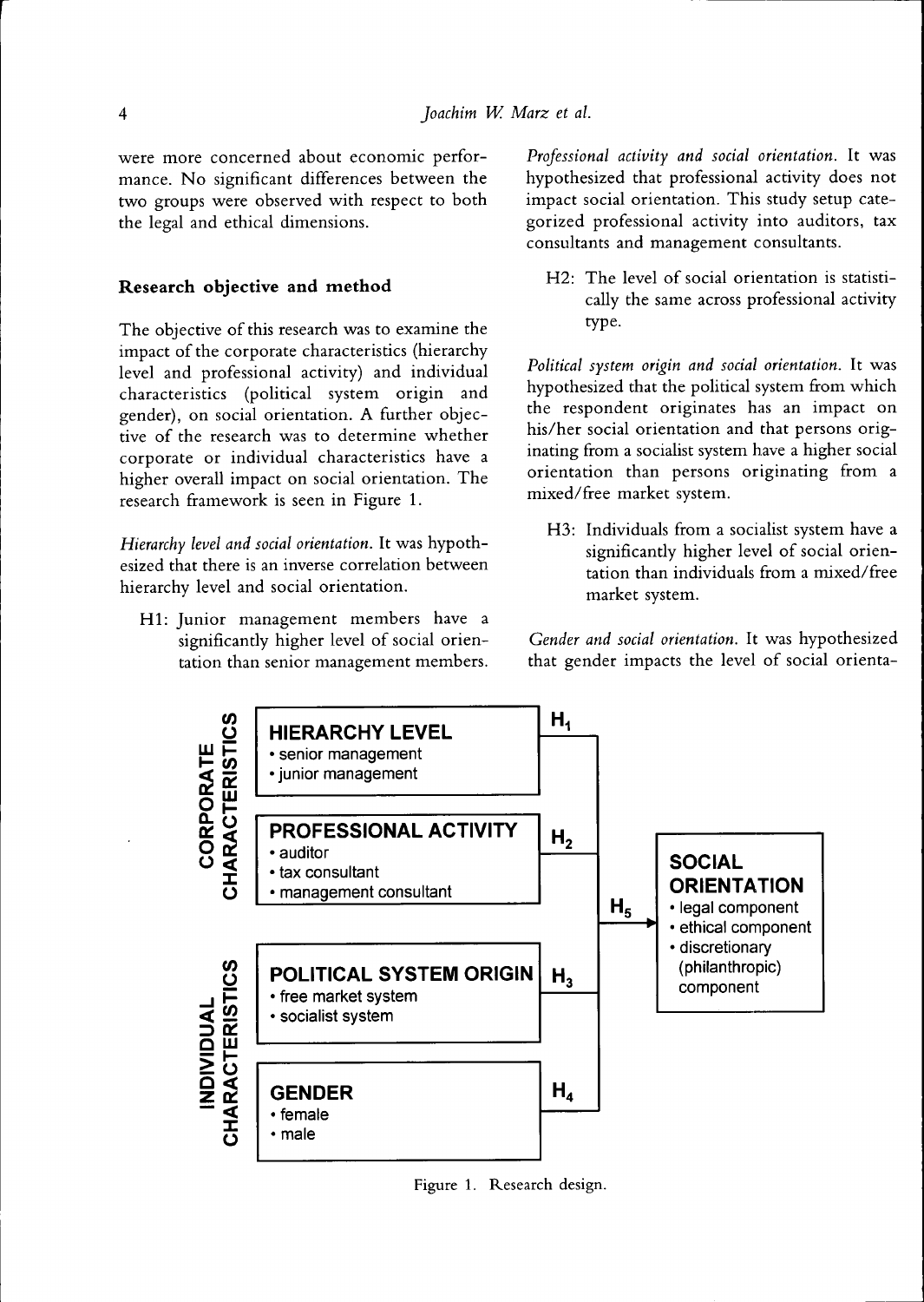were more concerned about economic performance. No significant differences between the two groups were observed with respect to both the legal and ethical dimensions.

## Research objective and method

The objective of this research was to examine the impact of the corporate characteristics (hierarchy level and professional activity) and individual characteristics (political system origin and gender), on social orientation. A further objective of the research was to determine whether corporate or individual characteristics have a higher overall impact on social orientation. The research framework is seen in Figure 1.

*Hierarchy level and social orientation.* It was hypothesized that there is an inverse correlation between hierarchy level and social orientation.

> H1: Junior management members have a significantly higher level of social orientation than senior management members.

*Professional activity and social orientation.* It was hypothesized that professional activity does not impact social orientation. This study setup categorized professional activity into auditors, tax consultants and management consultants.

> H2: The level of social orientation is statistically the same across professional activity type.

*Political system origin and social orientation.* It was hypothesized that the political system from which the respondent originates has an impact on his/her social orientation and that persons originating from a socialist system have a higher social orientation than persons originating from a mixed/free market system.

> H3: Individuals from a socialist system have a significantly higher level of social orientation than individuals from a mixed/free market system.

*Gender and social orientation.* It was hypothesized that gender impacts the level of social orienta-

**CORPORATE CHARACTERISTICS**

- **HIERARCHY LEVEL** ($H_1$)
  - senior management
  - junior management
- **PROFESSIONAL ACTIVITY** ($H_2$)
  - auditor
  - tax consultant
  - management consultant

**INDIVIDUAL CHARACTERISTICS**

- **POLITICAL SYSTEM ORIGIN** ($H_3$)
  - free market system
  - socialist system
- **GENDER** ($H_4$)
  - female
  - male

$H_5$ → **SOCIAL ORIENTATION**
- legal component
- ethical component
- discretionary (philanthropic) component

Figure 1. Research design.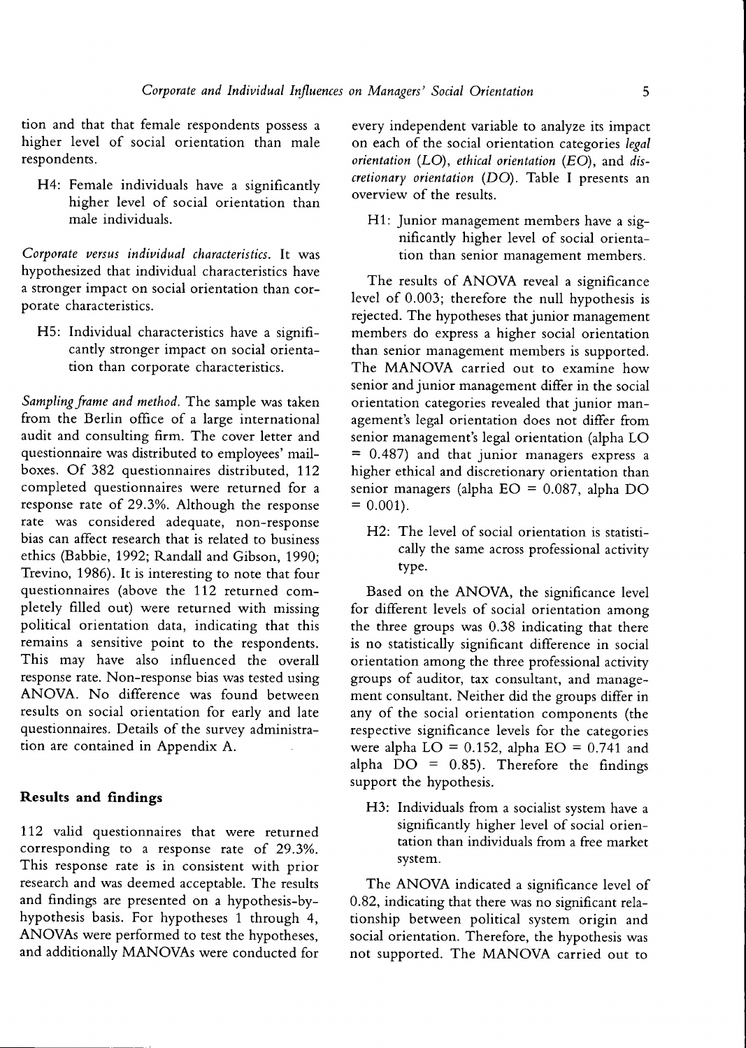tion and that that female respondents possess a higher level of social orientation than male respondents.

> H4: Female individuals have a significantly higher level of social orientation than male individuals.

*Corporate versus individual characteristics.* It was hypothesized that individual characteristics have a stronger impact on social orientation than corporate characteristics.

> H5: Individual characteristics have a significantly stronger impact on social orientation than corporate characteristics.

*Sampling frame and method.* The sample was taken from the Berlin office of a large international audit and consulting firm. The cover letter and questionnaire was distributed to employees' mailboxes. Of 382 questionnaires distributed, 112 completed questionnaires were returned for a response rate of 29.3%. Although the response rate was considered adequate, non-response bias can affect research that is related to business ethics (Babbie, 1992; Randall and Gibson, 1990; Trevino, 1986). It is interesting to note that four questionnaires (above the 112 returned completely filled out) were returned with missing political orientation data, indicating that this remains a sensitive point to the respondents. This may have also influenced the overall response rate. Non-response bias was tested using ANOVA. No difference was found between results on social orientation for early and late questionnaires. Details of the survey administration are contained in Appendix A.

## Results and findings

112 valid questionnaires that were returned corresponding to a response rate of 29.3%. This response rate is in consistent with prior research and was deemed acceptable. The results and findings are presented on a hypothesis-by-hypothesis basis. For hypotheses 1 through 4, ANOVAs were performed to test the hypotheses, and additionally MANOVAs were conducted for every independent variable to analyze its impact on each of the social orientation categories *legal orientation (LO)*, *ethical orientation (EO)*, and *discretionary orientation (DO)*. Table I presents an overview of the results.

> H1: Junior management members have a significantly higher level of social orientation than senior management members.

The results of ANOVA reveal a significance level of 0.003; therefore the null hypothesis is rejected. The hypotheses that junior management members do express a higher social orientation than senior management members is supported. The MANOVA carried out to examine how senior and junior management differ in the social orientation categories revealed that junior management's legal orientation does not differ from senior management's legal orientation (alpha LO = 0.487) and that junior managers express a higher ethical and discretionary orientation than senior managers (alpha EO = 0.087, alpha DO = 0.001).

> H2: The level of social orientation is statistically the same across professional activity type.

Based on the ANOVA, the significance level for different levels of social orientation among the three groups was 0.38 indicating that there is no statistically significant difference in social orientation among the three professional activity groups of auditor, tax consultant, and management consultant. Neither did the groups differ in any of the social orientation components (the respective significance levels for the categories were alpha LO = 0.152, alpha EO = 0.741 and alpha DO = 0.85). Therefore the findings support the hypothesis.

> H3: Individuals from a socialist system have a significantly higher level of social orientation than individuals from a free market system.

The ANOVA indicated a significance level of 0.82, indicating that there was no significant relationship between political system origin and social orientation. Therefore, the hypothesis was not supported. The MANOVA carried out to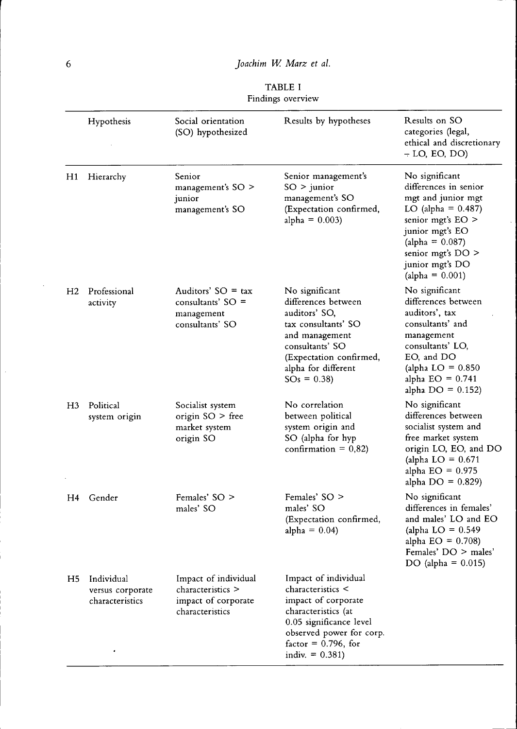TABLE I
Findings overview

| | Hypothesis | Social orientation (SO) hypothesized | Results by hypotheses | Results on SO categories (legal, ethical and discretionary – LO, EO, DO) |
|---|---|---|---|---|
| H1 | Hierarchy | Senior management's SO > junior management's SO | Senior management's SO > junior management's SO (Expectation confirmed, alpha = 0.003) | No significant differences in senior mgt and junior mgt LO (alpha = 0.487) senior mgt's EO > junior mgt's EO (alpha = 0.087) senior mgt's DO > junior mgt's DO (alpha = 0.001) |
| H2 | Professional activity | Auditors' SO = tax consultants' SO = management consultants' SO | No significant differences between auditors' SO, tax consultants' SO and management consultants' SO (Expectation confirmed, alpha for different SOs = 0.38) | No significant differences between auditors', tax consultants' and management consultants' LO, EO, and DO (alpha LO = 0.850 alpha EO = 0.741 alpha DO = 0.152) |
| H3 | Political system origin | Socialist system origin SO > free market system origin SO | No correlation between political system origin and SO (alpha for hyp confirmation = 0,82) | No significant differences between socialist system and free market system origin LO, EO, and DO (alpha LO = 0.671 alpha EO = 0.975 alpha DO = 0.829) |
| H4 | Gender | Females' SO > males' SO | Females' SO > males' SO (Expectation confirmed, alpha = 0.04) | No significant differences in females' and males' LO and EO (alpha LO = 0.549 alpha EO = 0.708) Females' DO > males' DO (alpha = 0.015) |
| H5 | Individual versus corporate characteristics | Impact of individual characteristics > impact of corporate characteristics | Impact of individual characteristics < impact of corporate characteristics (at 0.05 significance level observed power for corp. factor = 0.796, for indiv. = 0.381) | |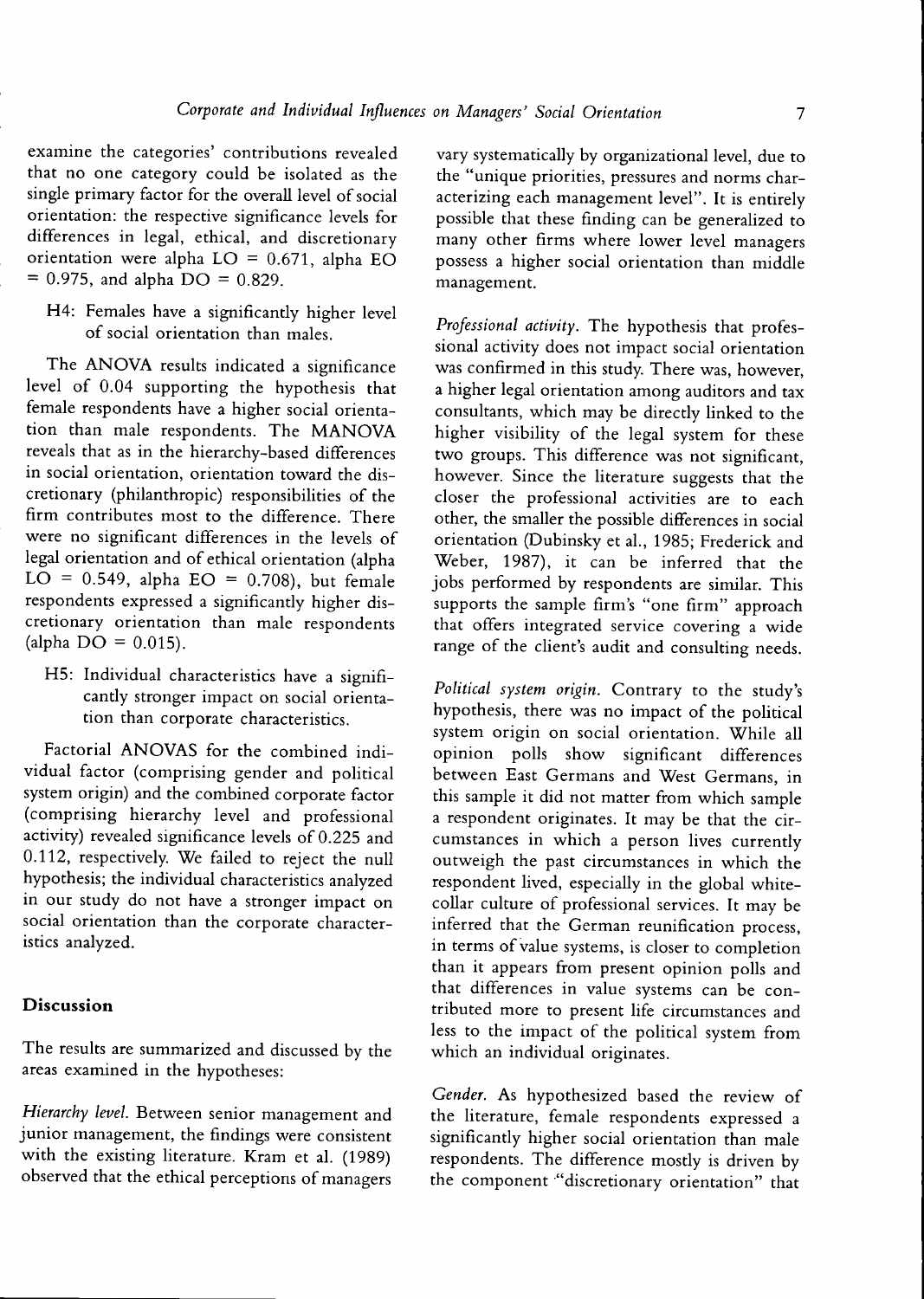examine the categories' contributions revealed that no one category could be isolated as the single primary factor for the overall level of social orientation: the respective significance levels for differences in legal, ethical, and discretionary orientation were alpha LO = 0.671, alpha EO = 0.975, and alpha DO = 0.829.

> H4: Females have a significantly higher level of social orientation than males.

The ANOVA results indicated a significance level of 0.04 supporting the hypothesis that female respondents have a higher social orientation than male respondents. The MANOVA reveals that as in the hierarchy-based differences in social orientation, orientation toward the discretionary (philanthropic) responsibilities of the firm contributes most to the difference. There were no significant differences in the levels of legal orientation and of ethical orientation (alpha LO = 0.549, alpha EO = 0.708), but female respondents expressed a significantly higher discretionary orientation than male respondents (alpha DO = 0.015).

> H5: Individual characteristics have a significantly stronger impact on social orientation than corporate characteristics.

Factorial ANOVAS for the combined individual factor (comprising gender and political system origin) and the combined corporate factor (comprising hierarchy level and professional activity) revealed significance levels of 0.225 and 0.112, respectively. We failed to reject the null hypothesis; the individual characteristics analyzed in our study do not have a stronger impact on social orientation than the corporate characteristics analyzed.

## Discussion

The results are summarized and discussed by the areas examined in the hypotheses:

*Hierarchy level.* Between senior management and junior management, the findings were consistent with the existing literature. Kram et al. (1989) observed that the ethical perceptions of managers vary systematically by organizational level, due to the "unique priorities, pressures and norms characterizing each management level". It is entirely possible that these finding can be generalized to many other firms where lower level managers possess a higher social orientation than middle management.

*Professional activity.* The hypothesis that professional activity does not impact social orientation was confirmed in this study. There was, however, a higher legal orientation among auditors and tax consultants, which may be directly linked to the higher visibility of the legal system for these two groups. This difference was not significant, however. Since the literature suggests that the closer the professional activities are to each other, the smaller the possible differences in social orientation (Dubinsky et al., 1985; Frederick and Weber, 1987), it can be inferred that the jobs performed by respondents are similar. This supports the sample firm's "one firm" approach that offers integrated service covering a wide range of the client's audit and consulting needs.

*Political system origin.* Contrary to the study's hypothesis, there was no impact of the political system origin on social orientation. While all opinion polls show significant differences between East Germans and West Germans, in this sample it did not matter from which sample a respondent originates. It may be that the circumstances in which a person lives currently outweigh the past circumstances in which the respondent lived, especially in the global white-collar culture of professional services. It may be inferred that the German reunification process, in terms of value systems, is closer to completion than it appears from present opinion polls and that differences in value systems can be contributed more to present life circumstances and less to the impact of the political system from which an individual originates.

*Gender.* As hypothesized based the review of the literature, female respondents expressed a significantly higher social orientation than male respondents. The difference mostly is driven by the component "discretionary orientation" that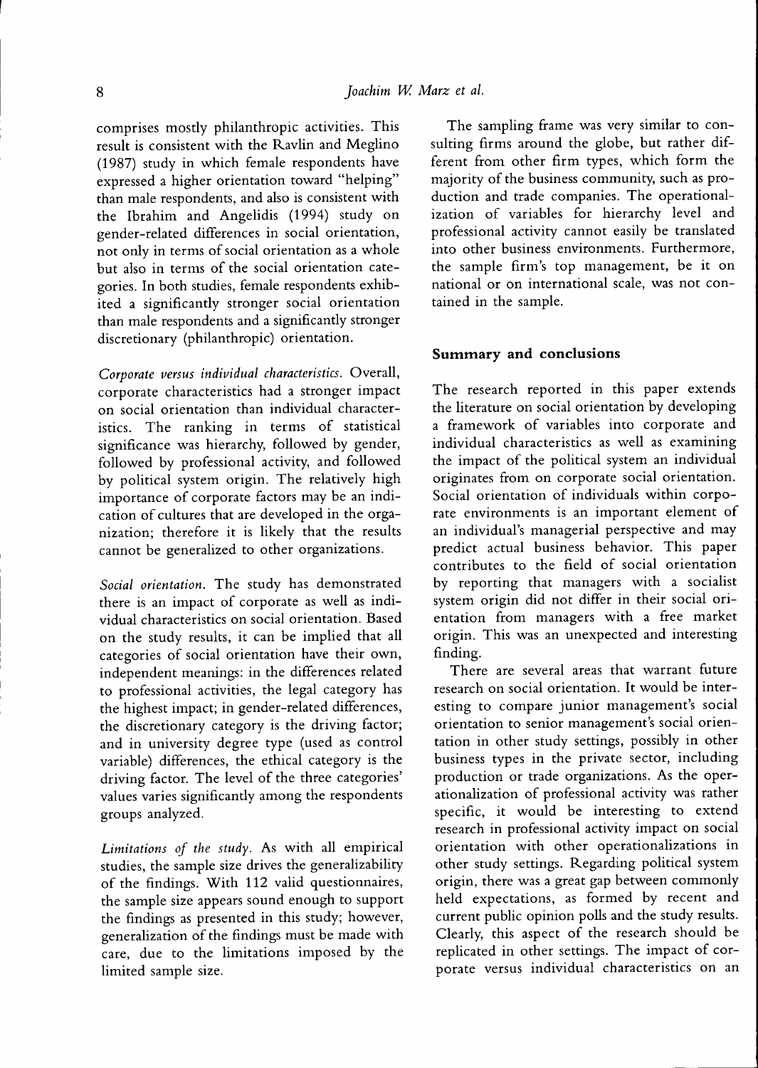comprises mostly philanthropic activities. This result is consistent with the Ravlin and Meglino (1987) study in which female respondents have expressed a higher orientation toward "helping" than male respondents, and also is consistent with the Ibrahim and Angelidis (1994) study on gender-related differences in social orientation, not only in terms of social orientation as a whole but also in terms of the social orientation categories. In both studies, female respondents exhibited a significantly stronger social orientation than male respondents and a significantly stronger discretionary (philanthropic) orientation.

*Corporate versus individual characteristics.* Overall, corporate characteristics had a stronger impact on social orientation than individual characteristics. The ranking in terms of statistical significance was hierarchy, followed by gender, followed by professional activity, and followed by political system origin. The relatively high importance of corporate factors may be an indication of cultures that are developed in the organization; therefore it is likely that the results cannot be generalized to other organizations.

*Social orientation.* The study has demonstrated there is an impact of corporate as well as individual characteristics on social orientation. Based on the study results, it can be implied that all categories of social orientation have their own, independent meanings: in the differences related to professional activities, the legal category has the highest impact; in gender-related differences, the discretionary category is the driving factor; and in university degree type (used as control variable) differences, the ethical category is the driving factor. The level of the three categories' values varies significantly among the respondents groups analyzed.

*Limitations of the study.* As with all empirical studies, the sample size drives the generalizability of the findings. With 112 valid questionnaires, the sample size appears sound enough to support the findings as presented in this study; however, generalization of the findings must be made with care, due to the limitations imposed by the limited sample size.

The sampling frame was very similar to consulting firms around the globe, but rather different from other firm types, which form the majority of the business community, such as production and trade companies. The operationalization of variables for hierarchy level and professional activity cannot easily be translated into other business environments. Furthermore, the sample firm's top management, be it on national or on international scale, was not contained in the sample.

## Summary and conclusions

The research reported in this paper extends the literature on social orientation by developing a framework of variables into corporate and individual characteristics as well as examining the impact of the political system an individual originates from on corporate social orientation. Social orientation of individuals within corporate environments is an important element of an individual's managerial perspective and may predict actual business behavior. This paper contributes to the field of social orientation by reporting that managers with a socialist system origin did not differ in their social orientation from managers with a free market origin. This was an unexpected and interesting finding.

There are several areas that warrant future research on social orientation. It would be interesting to compare junior management's social orientation to senior management's social orientation in other study settings, possibly in other business types in the private sector, including production or trade organizations. As the operationalization of professional activity was rather specific, it would be interesting to extend research in professional activity impact on social orientation with other operationalizations in other study settings. Regarding political system origin, there was a great gap between commonly held expectations, as formed by recent and current public opinion polls and the study results. Clearly, this aspect of the research should be replicated in other settings. The impact of corporate versus individual characteristics on an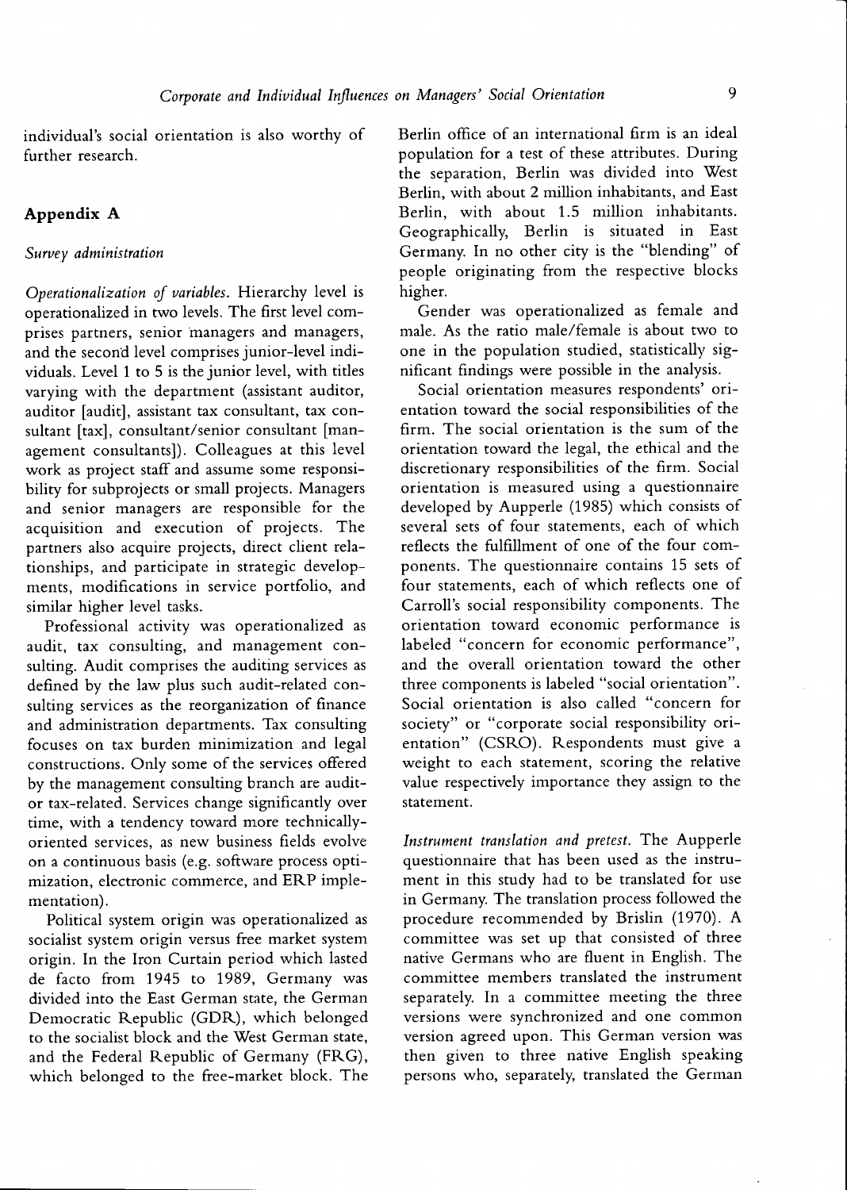individual's social orientation is also worthy of further research.

## Appendix A

### *Survey administration*

*Operationalization of variables.* Hierarchy level is operationalized in two levels. The first level comprises partners, senior managers and managers, and the second level comprises junior-level individuals. Level 1 to 5 is the junior level, with titles varying with the department (assistant auditor, auditor [audit], assistant tax consultant, tax consultant [tax], consultant/senior consultant [management consultants]). Colleagues at this level work as project staff and assume some responsibility for subprojects or small projects. Managers and senior managers are responsible for the acquisition and execution of projects. The partners also acquire projects, direct client relationships, and participate in strategic developments, modifications in service portfolio, and similar higher level tasks.

Professional activity was operationalized as audit, tax consulting, and management consulting. Audit comprises the auditing services as defined by the law plus such audit-related consulting services as the reorganization of finance and administration departments. Tax consulting focuses on tax burden minimization and legal constructions. Only some of the services offered by the management consulting branch are audit- or tax-related. Services change significantly over time, with a tendency toward more technically-oriented services, as new business fields evolve on a continuous basis (e.g. software process optimization, electronic commerce, and ERP implementation).

Political system origin was operationalized as socialist system origin versus free market system origin. In the Iron Curtain period which lasted de facto from 1945 to 1989, Germany was divided into the East German state, the German Democratic Republic (GDR), which belonged to the socialist block and the West German state, and the Federal Republic of Germany (FRG), which belonged to the free-market block. The Berlin office of an international firm is an ideal population for a test of these attributes. During the separation, Berlin was divided into West Berlin, with about 2 million inhabitants, and East Berlin, with about 1.5 million inhabitants. Geographically, Berlin is situated in East Germany. In no other city is the "blending" of people originating from the respective blocks higher.

Gender was operationalized as female and male. As the ratio male/female is about two to one in the population studied, statistically significant findings were possible in the analysis.

Social orientation measures respondents' orientation toward the social responsibilities of the firm. The social orientation is the sum of the orientation toward the legal, the ethical and the discretionary responsibilities of the firm. Social orientation is measured using a questionnaire developed by Aupperle (1985) which consists of several sets of four statements, each of which reflects the fulfillment of one of the four components. The questionnaire contains 15 sets of four statements, each of which reflects one of Carroll's social responsibility components. The orientation toward economic performance is labeled "concern for economic performance", and the overall orientation toward the other three components is labeled "social orientation". Social orientation is also called "concern for society" or "corporate social responsibility orientation" (CSRO). Respondents must give a weight to each statement, scoring the relative value respectively importance they assign to the statement.

*Instrument translation and pretest.* The Aupperle questionnaire that has been used as the instrument in this study had to be translated for use in Germany. The translation process followed the procedure recommended by Brislin (1970). A committee was set up that consisted of three native Germans who are fluent in English. The committee members translated the instrument separately. In a committee meeting the three versions were synchronized and one common version agreed upon. This German version was then given to three native English speaking persons who, separately, translated the German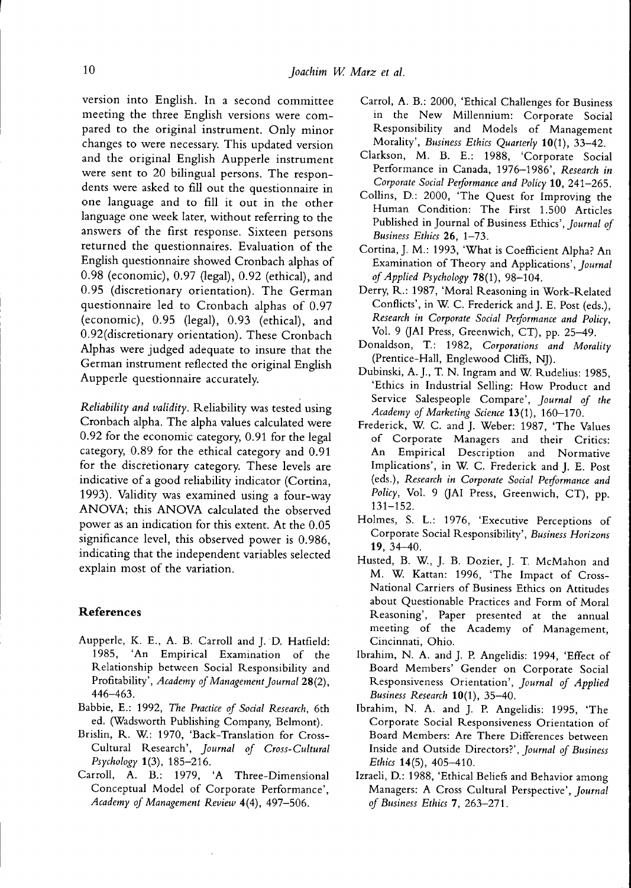version into English. In a second committee meeting the three English versions were compared to the original instrument. Only minor changes to were necessary. This updated version and the original English Aupperle instrument were sent to 20 bilingual persons. The respondents were asked to fill out the questionnaire in one language and to fill it out in the other language one week later, without referring to the answers of the first response. Sixteen persons returned the questionnaires. Evaluation of the English questionnaire showed Cronbach alphas of 0.98 (economic), 0.97 (legal), 0.92 (ethical), and 0.95 (discretionary orientation). The German questionnaire led to Cronbach alphas of 0.97 (economic), 0.95 (legal), 0.93 (ethical), and 0.92(discretionary orientation). These Cronbach Alphas were judged adequate to insure that the German instrument reflected the original English Aupperle questionnaire accurately.

*Reliability and validity*. Reliability was tested using Cronbach alpha. The alpha values calculated were 0.92 for the economic category, 0.91 for the legal category, 0.89 for the ethical category and 0.91 for the discretionary category. These levels are indicative of a good reliability indicator (Cortina, 1993). Validity was examined using a four-way ANOVA; this ANOVA calculated the observed power as an indication for this extent. At the 0.05 significance level, this observed power is 0.986, indicating that the independent variables selected explain most of the variation.

## References

Aupperle, K. E., A. B. Carroll and J. D. Hatfield: 1985, 'An Empirical Examination of the Relationship between Social Responsibility and Profitability', *Academy of Management Journal* **28**(2), 446–463.

Babbie, E.: 1992, *The Practice of Social Research*, 6th ed. (Wadsworth Publishing Company, Belmont).

Brislin, R. W.: 1970, 'Back-Translation for Cross-Cultural Research', *Journal of Cross-Cultural Psychology* **1**(3), 185–216.

Carroll, A. B.: 1979, 'A Three-Dimensional Conceptual Model of Corporate Performance', *Academy of Management Review* **4**(4), 497–506.

Carrol, A. B.: 2000, 'Ethical Challenges for Business in the New Millennium: Corporate Social Responsibility and Models of Management Morality', *Business Ethics Quarterly* **10**(1), 33–42.

Clarkson, M. B. E.: 1988, 'Corporate Social Performance in Canada, 1976–1986', *Research in Corporate Social Performance and Policy* **10**, 241–265.

Collins, D.: 2000, 'The Quest for Improving the Human Condition: The First 1.500 Articles Published in Journal of Business Ethics', *Journal of Business Ethics* **26**, 1–73.

Cortina, J. M.: 1993, 'What is Coefficient Alpha? An Examination of Theory and Applications', *Journal of Applied Psychology* **78**(1), 98–104.

Derry, R.: 1987, 'Moral Reasoning in Work-Related Conflicts', in W. C. Frederick and J. E. Post (eds.), *Research in Corporate Social Performance and Policy*, Vol. 9 (JAI Press, Greenwich, CT), pp. 25–49.

Donaldson, T.: 1982, *Corporations and Morality* (Prentice-Hall, Englewood Cliffs, NJ).

Dubinski, A. J., T. N. Ingram and W. Rudelius: 1985, 'Ethics in Industrial Selling: How Product and Service Salespeople Compare', *Journal of the Academy of Marketing Science* **13**(1), 160–170.

Frederick, W. C. and J. Weber: 1987, 'The Values of Corporate Managers and their Critics: An Empirical Description and Normative Implications', in W. C. Frederick and J. E. Post (eds.), *Research in Corporate Social Performance and Policy*, Vol. 9 (JAI Press, Greenwich, CT), pp. 131–152.

Holmes, S. L.: 1976, 'Executive Perceptions of Corporate Social Responsibility', *Business Horizons* **19**, 34–40.

Husted, B. W., J. B. Dozier, J. T. McMahon and M. W. Kattan: 1996, 'The Impact of Cross-National Carriers of Business Ethics on Attitudes about Questionable Practices and Form of Moral Reasoning', Paper presented at the annual meeting of the Academy of Management, Cincinnati, Ohio.

Ibrahim, N. A. and J. P. Angelidis: 1994, 'Effect of Board Members' Gender on Corporate Social Responsiveness Orientation', *Journal of Applied Business Research* **10**(1), 35–40.

Ibrahim, N. A. and J. P. Angelidis: 1995, 'The Corporate Social Responsiveness Orientation of Board Members: Are There Differences between Inside and Outside Directors?', *Journal of Business Ethics* **14**(5), 405–410.

Izraeli, D.: 1988, 'Ethical Beliefs and Behavior among Managers: A Cross Cultural Perspective', *Journal of Business Ethics* **7**, 263–271.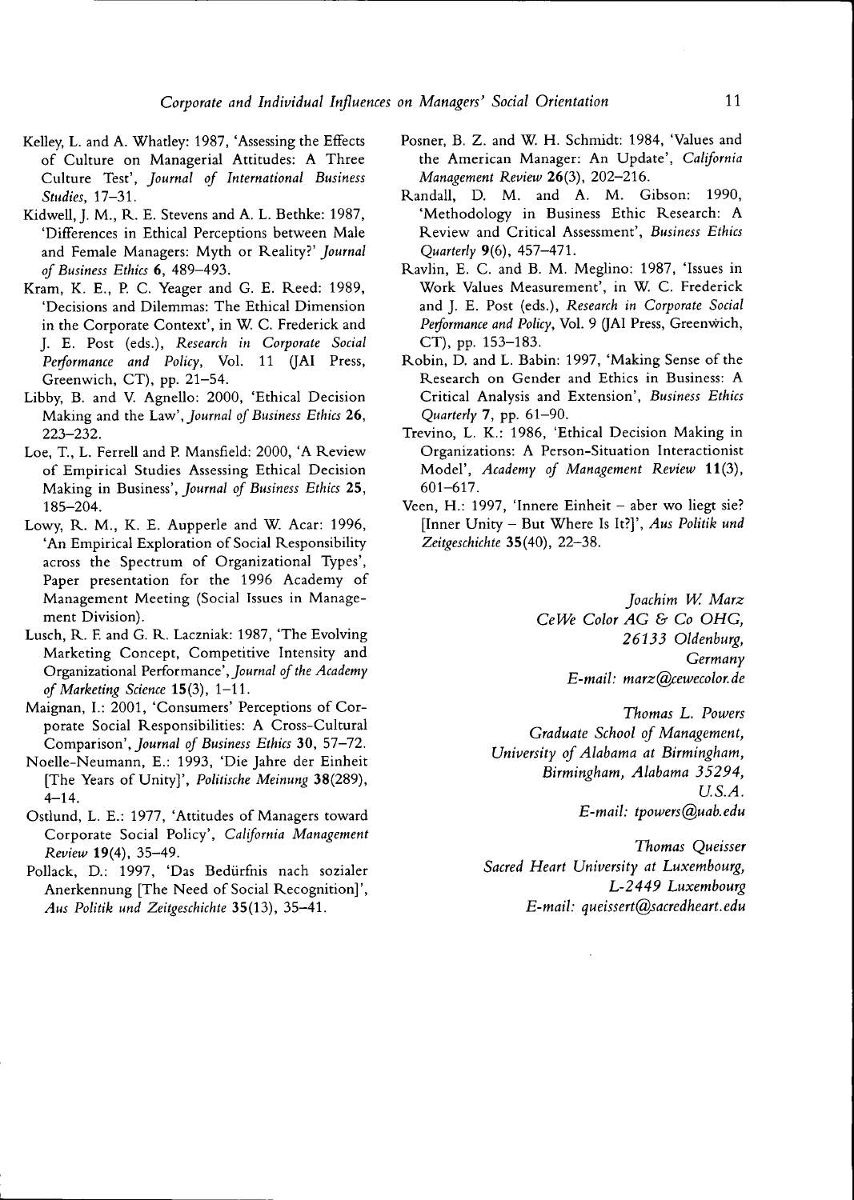Kelley, L. and A. Whatley: 1987, 'Assessing the Effects of Culture on Managerial Attitudes: A Three Culture Test', *Journal of International Business Studies*, 17–31.

Kidwell, J. M., R. E. Stevens and A. L. Bethke: 1987, 'Differences in Ethical Perceptions between Male and Female Managers: Myth or Reality?' *Journal of Business Ethics* **6**, 489–493.

Kram, K. E., P. C. Yeager and G. E. Reed: 1989, 'Decisions and Dilemmas: The Ethical Dimension in the Corporate Context', in W. C. Frederick and J. E. Post (eds.), *Research in Corporate Social Performance and Policy*, Vol. 11 (JAI Press, Greenwich, CT), pp. 21–54.

Libby, B. and V. Agnello: 2000, 'Ethical Decision Making and the Law', *Journal of Business Ethics* **26**, 223–232.

Loe, T., L. Ferrell and P. Mansfield: 2000, 'A Review of Empirical Studies Assessing Ethical Decision Making in Business', *Journal of Business Ethics* **25**, 185–204.

Lowy, R. M., K. E. Aupperle and W. Acar: 1996, 'An Empirical Exploration of Social Responsibility across the Spectrum of Organizational Types', Paper presentation for the 1996 Academy of Management Meeting (Social Issues in Management Division).

Lusch, R. F. and G. R. Laczniak: 1987, 'The Evolving Marketing Concept, Competitive Intensity and Organizational Performance', *Journal of the Academy of Marketing Science* **15**(3), 1–11.

Maignan, I.: 2001, 'Consumers' Perceptions of Corporate Social Responsibilities: A Cross-Cultural Comparison', *Journal of Business Ethics* **30**, 57–72.

Noelle-Neumann, E.: 1993, 'Die Jahre der Einheit [The Years of Unity]', *Politische Meinung* **38**(289), 4–14.

Ostlund, L. E.: 1977, 'Attitudes of Managers toward Corporate Social Policy', *California Management Review* **19**(4), 35–49.

Pollack, D.: 1997, 'Das Bedürfnis nach sozialer Anerkennung [The Need of Social Recognition]', *Aus Politik und Zeitgeschichte* **35**(13), 35–41.

Posner, B. Z. and W. H. Schmidt: 1984, 'Values and the American Manager: An Update', *California Management Review* **26**(3), 202–216.

Randall, D. M. and A. M. Gibson: 1990, 'Methodology in Business Ethic Research: A Review and Critical Assessment', *Business Ethics Quarterly* **9**(6), 457–471.

Ravlin, E. C. and B. M. Meglino: 1987, 'Issues in Work Values Measurement', in W. C. Frederick and J. E. Post (eds.), *Research in Corporate Social Performance and Policy*, Vol. 9 (JAI Press, Greenwich, CT), pp. 153–183.

Robin, D. and L. Babin: 1997, 'Making Sense of the Research on Gender and Ethics in Business: A Critical Analysis and Extension', *Business Ethics Quarterly* **7**, pp. 61–90.

Trevino, L. K.: 1986, 'Ethical Decision Making in Organizations: A Person-Situation Interactionist Model', *Academy of Management Review* **11**(3), 601–617.

Veen, H.: 1997, 'Innere Einheit – aber wo liegt sie? [Inner Unity – But Where Is It?]', *Aus Politik und Zeitgeschichte* **35**(40), 22–38.

*Joachim W. Marz*
*CeWe Color AG & Co OHG,*
*26133 Oldenburg,*
*Germany*
*E-mail: marz@cewecolor.de*

*Thomas L. Powers*
*Graduate School of Management,*
*University of Alabama at Birmingham,*
*Birmingham, Alabama 35294,*
*U.S.A.*
*E-mail: tpowers@uab.edu*

*Thomas Queisser*
*Sacred Heart University at Luxembourg,*
*L-2449 Luxembourg*
*E-mail: queissert@sacredheart.edu*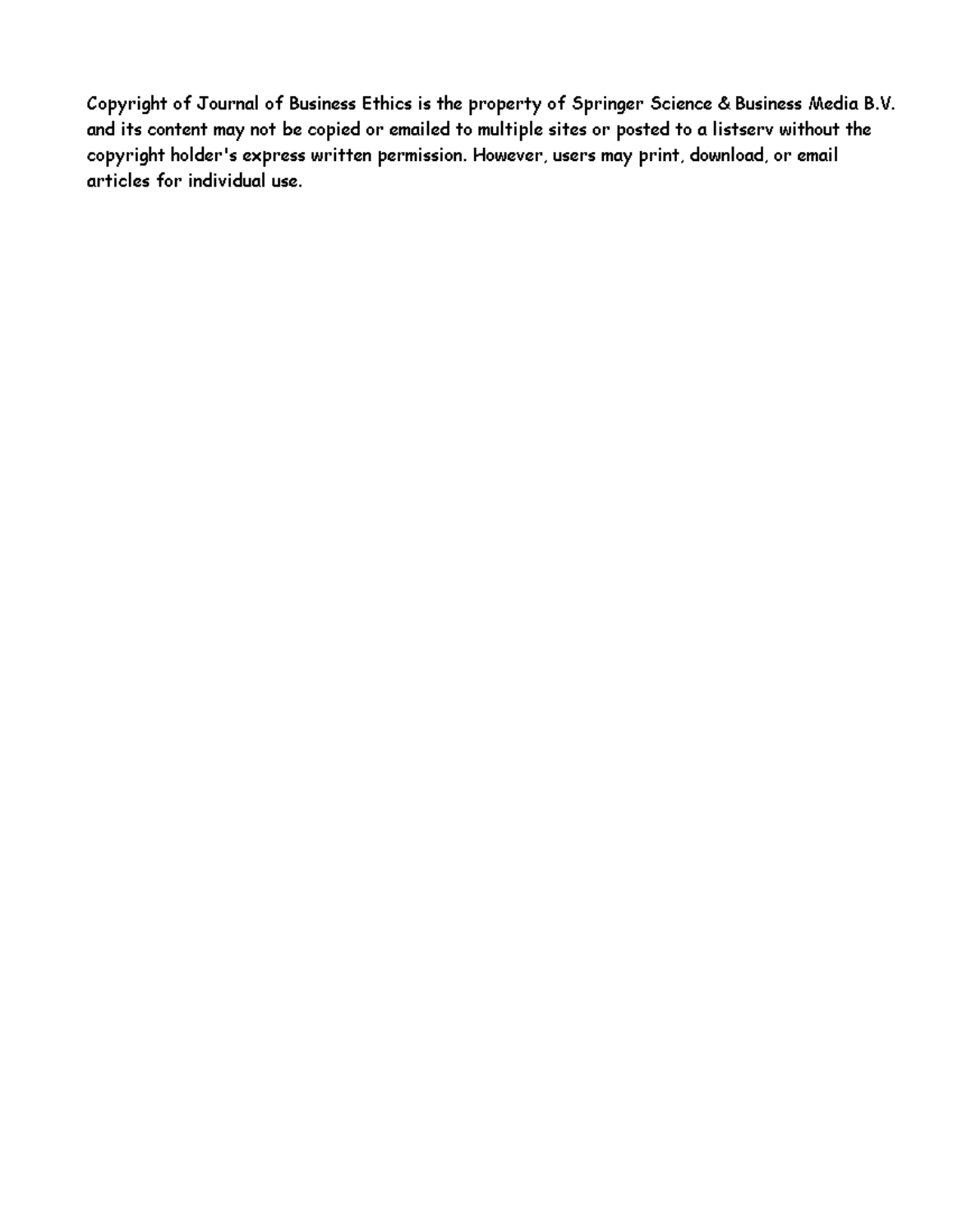Copyright of Journal of Business Ethics is the property of Springer Science & Business Media B.V. and its content may not be copied or emailed to multiple sites or posted to a listserv without the copyright holder's express written permission. However, users may print, download, or email articles for individual use.